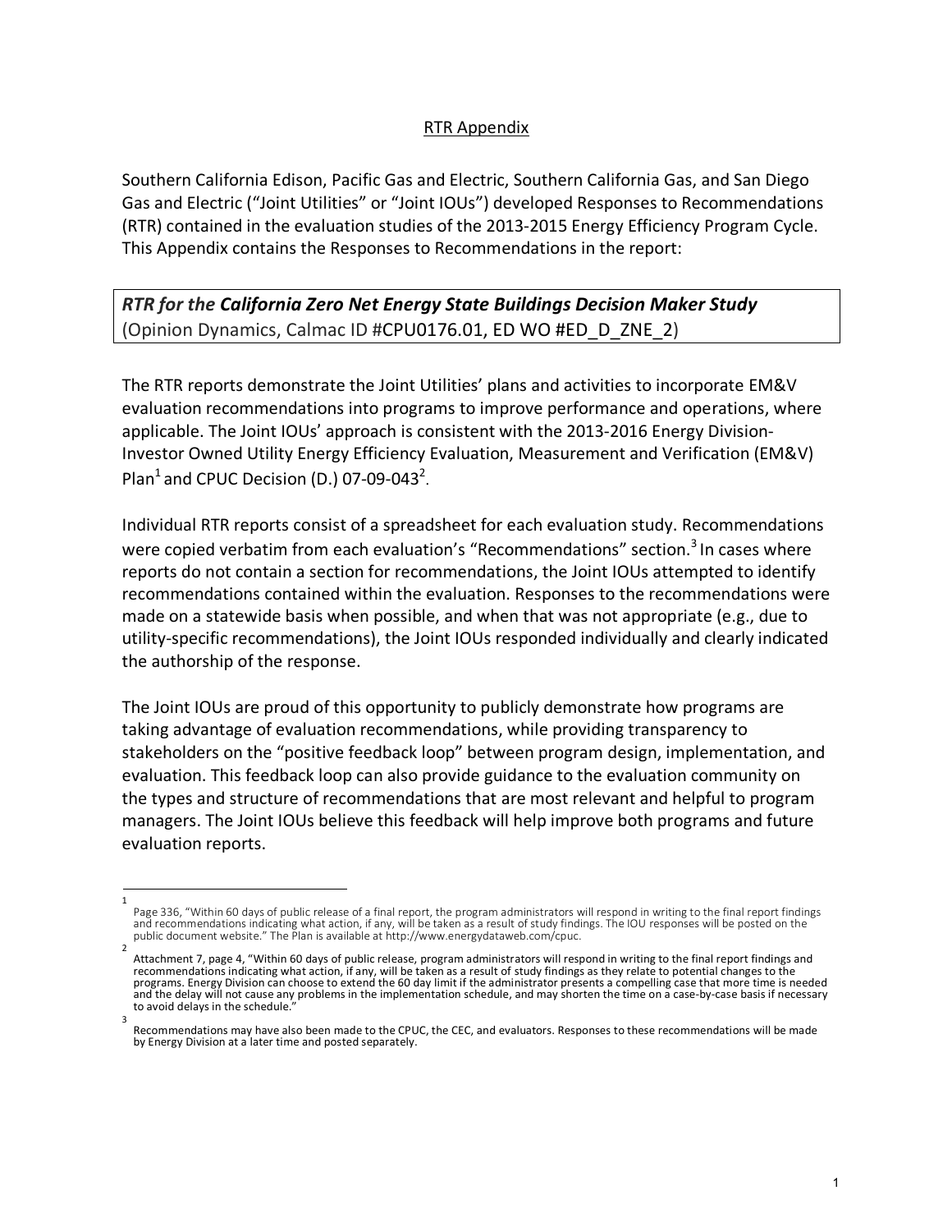## RTR Appendix

Southern California Edison, Pacific Gas and Electric, Southern California Gas, and San Diego Gas and Electric ("Joint Utilities" or "Joint IOUs") developed Responses to Recommendations (RTR) contained in the evaluation studies of the 2013-2015 Energy Efficiency Program Cycle. This Appendix contains the Responses to Recommendations in the report:

***RTR for the California Zero Net Energy State Buildings Decision Maker Study***
(Opinion Dynamics, Calmac ID #CPU0176.01, ED WO #ED_D_ZNE_2)

The RTR reports demonstrate the Joint Utilities' plans and activities to incorporate EM&V evaluation recommendations into programs to improve performance and operations, where applicable. The Joint IOUs' approach is consistent with the 2013-2016 Energy Division-Investor Owned Utility Energy Efficiency Evaluation, Measurement and Verification (EM&V) Plan[1] and CPUC Decision (D.) 07-09-043[2].

Individual RTR reports consist of a spreadsheet for each evaluation study. Recommendations were copied verbatim from each evaluation's "Recommendations" section.[3] In cases where reports do not contain a section for recommendations, the Joint IOUs attempted to identify recommendations contained within the evaluation. Responses to the recommendations were made on a statewide basis when possible, and when that was not appropriate (e.g., due to utility-specific recommendations), the Joint IOUs responded individually and clearly indicated the authorship of the response.

The Joint IOUs are proud of this opportunity to publicly demonstrate how programs are taking advantage of evaluation recommendations, while providing transparency to stakeholders on the "positive feedback loop" between program design, implementation, and evaluation. This feedback loop can also provide guidance to the evaluation community on the types and structure of recommendations that are most relevant and helpful to program managers. The Joint IOUs believe this feedback will help improve both programs and future evaluation reports.

---

[1] Page 336, "Within 60 days of public release of a final report, the program administrators will respond in writing to the final report findings and recommendations indicating what action, if any, will be taken as a result of study findings. The IOU responses will be posted on the public document website." The Plan is available at http://www.energydataweb.com/cpuc.

[2] Attachment 7, page 4, "Within 60 days of public release, program administrators will respond in writing to the final report findings and recommendations indicating what action, if any, will be taken as a result of study findings as they relate to potential changes to the programs. Energy Division can choose to extend the 60 day limit if the administrator presents a compelling case that more time is needed and the delay will not cause any problems in the implementation schedule, and may shorten the time on a case-by-case basis if necessary to avoid delays in the schedule."

[3] Recommendations may have also been made to the CPUC, the CEC, and evaluators. Responses to these recommendations will be made by Energy Division at a later time and posted separately.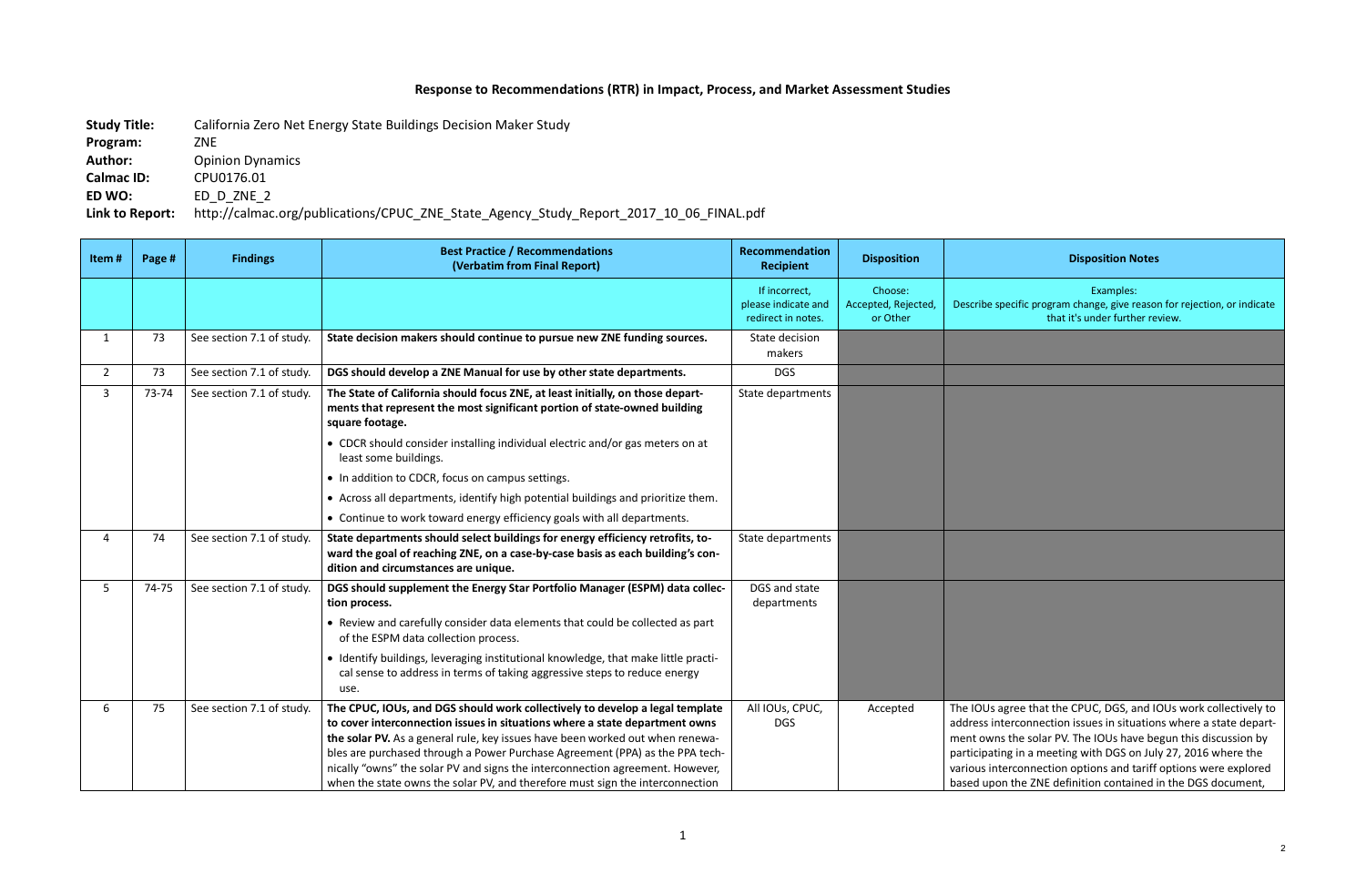# Response to Recommendations (RTR) in Impact, Process, and Market Assessment Studies

**Study Title:** California Zero Net Energy State Buildings Decision Maker Study
**Program:** ZNE
**Author:** Opinion Dynamics
**Calmac ID:** CPU0176.01
**ED WO:** ED_D_ZNE_2
**Link to Report:** http://calmac.org/publications/CPUC_ZNE_State_Agency_Study_Report_2017_10_06_FINAL.pdf

| Item # | Page # | Findings | Best Practice / Recommendations (Verbatim from Final Report) | Recommendation Recipient | Disposition | Disposition Notes |
|---|---|---|---|---|---|---|
| | | | | If incorrect, please indicate and redirect in notes. | Choose: Accepted, Rejected, or Other | Examples: Describe specific program change, give reason for rejection, or indicate that it's under further review. |
| 1 | 73 | See section 7.1 of study. | **State decision makers should continue to pursue new ZNE funding sources.** | State decision makers | | |
| 2 | 73 | See section 7.1 of study. | **DGS should develop a ZNE Manual for use by other state departments.** | DGS | | |
| 3 | 73-74 | See section 7.1 of study. | **The State of California should focus ZNE, at least initially, on those departments that represent the most significant portion of state-owned building square footage.**<br>• CDCR should consider installing individual electric and/or gas meters on at least some buildings.<br>• In addition to CDCR, focus on campus settings.<br>• Across all departments, identify high potential buildings and prioritize them.<br>• Continue to work toward energy efficiency goals with all departments. | State departments | | |
| 4 | 74 | See section 7.1 of study. | **State departments should select buildings for energy efficiency retrofits, toward the goal of reaching ZNE, on a case-by-case basis as each building's condition and circumstances are unique.** | State departments | | |
| 5 | 74-75 | See section 7.1 of study. | **DGS should supplement the Energy Star Portfolio Manager (ESPM) data collection process.**<br>• Review and carefully consider data elements that could be collected as part of the ESPM data collection process.<br>• Identify buildings, leveraging institutional knowledge, that make little practical sense to address in terms of taking aggressive steps to reduce energy use. | DGS and state departments | | |
| 6 | 75 | See section 7.1 of study. | **The CPUC, IOUs, and DGS should work collectively to develop a legal template to cover interconnection issues in situations where a state department owns the solar PV.** As a general rule, key issues have been worked out when renewables are purchased through a Power Purchase Agreement (PPA) as the PPA technically "owns" the solar PV and signs the interconnection agreement. However, when the state owns the solar PV, and therefore must sign the interconnection | All IOUs, CPUC, DGS | Accepted | The IOUs agree that the CPUC, DGS, and IOUs work collectively to address interconnection issues in situations where a state department owns the solar PV. The IOUs have begun this discussion by participating in a meeting with DGS on July 27, 2016 where the various interconnection options and tariff options were explored based upon the ZNE definition contained in the DGS document, |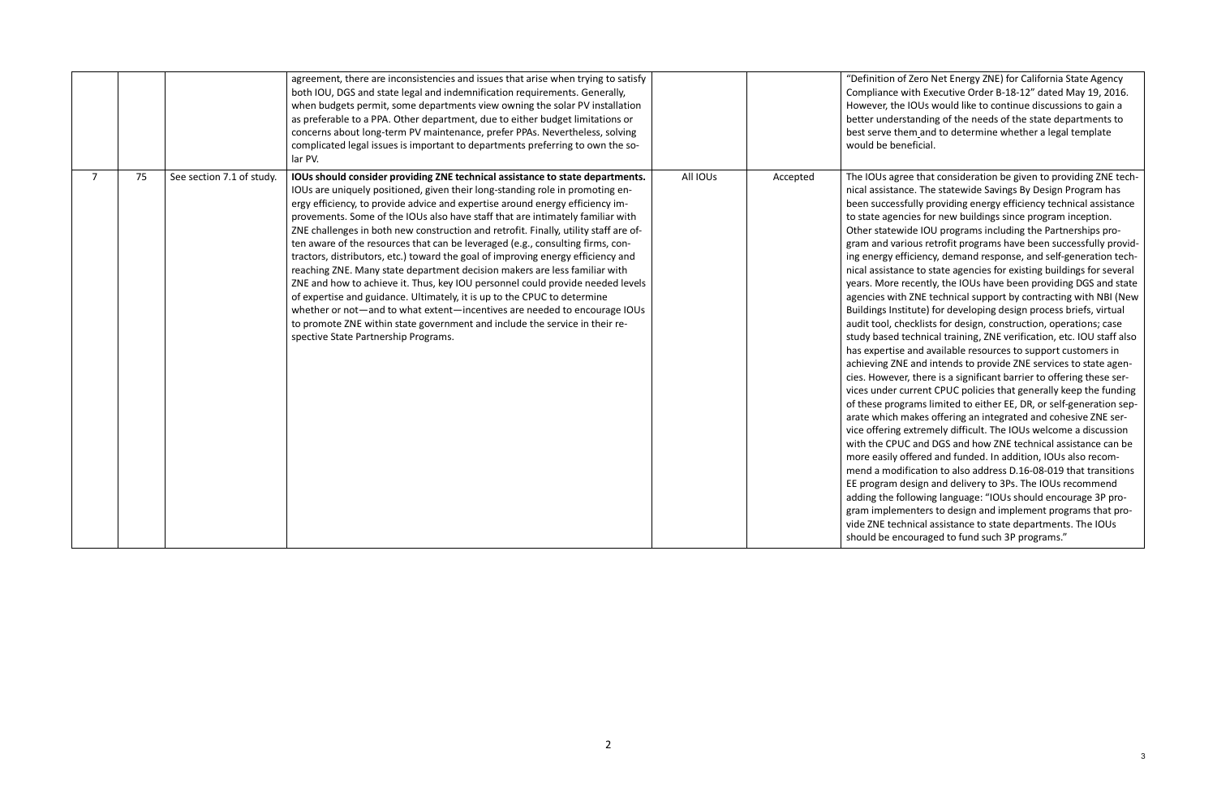| | | | | | | |
|---|---|---|---|---|---|---|
| | | | agreement, there are inconsistencies and issues that arise when trying to satisfy both IOU, DGS and state legal and indemnification requirements. Generally, when budgets permit, some departments view owning the solar PV installation as preferable to a PPA. Other department, due to either budget limitations or concerns about long-term PV maintenance, prefer PPAs. Nevertheless, solving complicated legal issues is important to departments preferring to own the solar PV. | | | "Definition of Zero Net Energy ZNE) for California State Agency Compliance with Executive Order B-18-12" dated May 19, 2016. However, the IOUs would like to continue discussions to gain a better understanding of the needs of the state departments to best serve them and to determine whether a legal template would be beneficial. |
| 7 | 75 | See section 7.1 of study. | **IOUs should consider providing ZNE technical assistance to state departments.** IOUs are uniquely positioned, given their long-standing role in promoting energy efficiency, to provide advice and expertise around energy efficiency improvements. Some of the IOUs also have staff that are intimately familiar with ZNE challenges in both new construction and retrofit. Finally, utility staff are often aware of the resources that can be leveraged (e.g., consulting firms, contractors, distributors, etc.) toward the goal of improving energy efficiency and reaching ZNE. Many state department decision makers are less familiar with ZNE and how to achieve it. Thus, key IOU personnel could provide needed levels of expertise and guidance. Ultimately, it is up to the CPUC to determine whether or not—and to what extent—incentives are needed to encourage IOUs to promote ZNE within state government and include the service in their respective State Partnership Programs. | All IOUs | Accepted | The IOUs agree that consideration be given to providing ZNE technical assistance. The statewide Savings By Design Program has been successfully providing energy efficiency technical assistance to state agencies for new buildings since program inception. Other statewide IOU programs including the Partnerships program and various retrofit programs have been successfully providing energy efficiency, demand response, and self-generation technical assistance to state agencies for existing buildings for several years. More recently, the IOUs have been providing DGS and state agencies with ZNE technical support by contracting with NBI (New Buildings Institute) for developing design process briefs, virtual audit tool, checklists for design, construction, operations; case study based technical training, ZNE verification, etc. IOU staff also has expertise and available resources to support customers in achieving ZNE and intends to provide ZNE services to state agencies. However, there is a significant barrier to offering these services under current CPUC policies that generally keep the funding of these programs limited to either EE, DR, or self-generation separate which makes offering an integrated and cohesive ZNE service offering extremely difficult. The IOUs welcome a discussion with the CPUC and DGS and how ZNE technical assistance can be more easily offered and funded. In addition, IOUs also recommend a modification to also address D.16-08-019 that transitions EE program design and delivery to 3Ps. The IOUs recommend adding the following language: "IOUs should encourage 3P program implementers to design and implement programs that provide ZNE technical assistance to state departments. The IOUs should be encouraged to fund such 3P programs." |